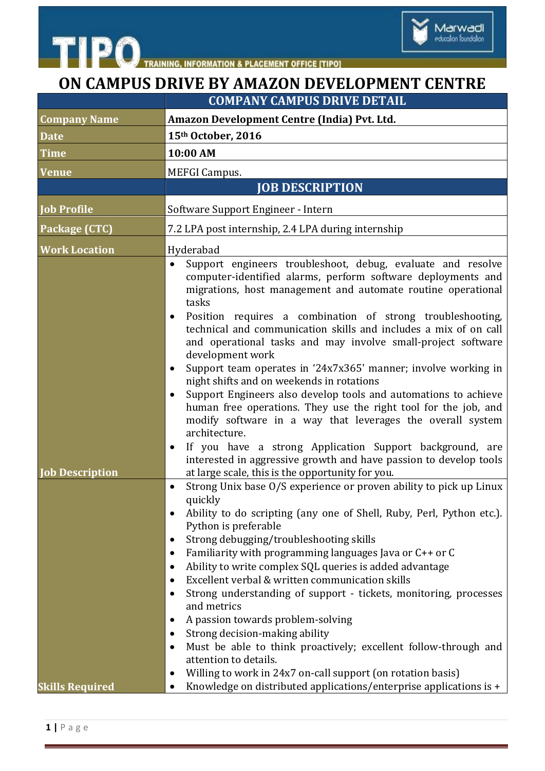# ON CAMPUS DRIVE BY AMAZON DEVELOPMENT CENTRE

| | COMPANY CAMPUS DRIVE DETAIL |
|---|---|
| **Company Name** | **Amazon Development Centre (India) Pvt. Ltd.** |
| **Date** | **15th October, 2016** |
| **Time** | **10:00 AM** |
| **Venue** | MEFGI Campus. |
| | **JOB DESCRIPTION** |
| **Job Profile** | Software Support Engineer - Intern |
| **Package (CTC)** | 7.2 LPA post internship, 2.4 LPA during internship |
| **Work Location** | Hyderabad |
| **Job Description** | • Support engineers troubleshoot, debug, evaluate and resolve computer-identified alarms, perform software deployments and migrations, host management and automate routine operational tasks<br>• Position requires a combination of strong troubleshooting, technical and communication skills and includes a mix of on call and operational tasks and may involve small-project software development work<br>• Support team operates in '24x7x365' manner; involve working in night shifts and on weekends in rotations<br>• Support Engineers also develop tools and automations to achieve human free operations. They use the right tool for the job, and modify software in a way that leverages the overall system architecture.<br>• If you have a strong Application Support background, are interested in aggressive growth and have passion to develop tools at large scale, this is the opportunity for you. |
| **Skills Required** | • Strong Unix base O/S experience or proven ability to pick up Linux quickly<br>• Ability to do scripting (any one of Shell, Ruby, Perl, Python etc.). Python is preferable<br>• Strong debugging/troubleshooting skills<br>• Familiarity with programming languages Java or C++ or C<br>• Ability to write complex SQL queries is added advantage<br>• Excellent verbal & written communication skills<br>• Strong understanding of support - tickets, monitoring, processes and metrics<br>• A passion towards problem-solving<br>• Strong decision-making ability<br>• Must be able to think proactively; excellent follow-through and attention to details.<br>• Willing to work in 24x7 on-call support (on rotation basis)<br>• Knowledge on distributed applications/enterprise applications is + |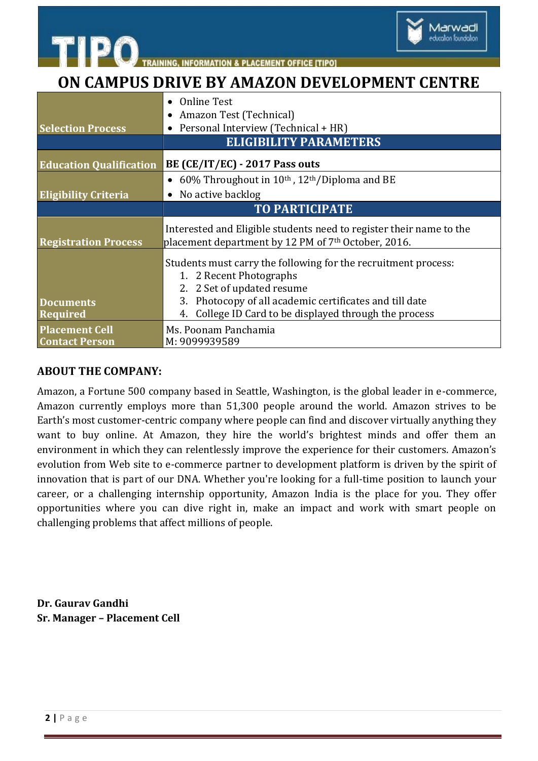# ON CAMPUS DRIVE BY AMAZON DEVELOPMENT CENTRE

| | |
|---|---|
| **Selection Process** | • Online Test<br>• Amazon Test (Technical)<br>• Personal Interview (Technical + HR) |
| | **ELIGIBILITY PARAMETERS** |
| **Education Qualification** | **BE (CE/IT/EC) - 2017 Pass outs** |
| **Eligibility Criteria** | • 60% Throughout in 10th , 12th/Diploma and BE<br>• No active backlog |
| | **TO PARTICIPATE** |
| **Registration Process** | Interested and Eligible students need to register their name to the placement department by 12 PM of 7th October, 2016. |
| **Documents Required** | Students must carry the following for the recruitment process:<br>1. 2 Recent Photographs<br>2. 2 Set of updated resume<br>3. Photocopy of all academic certificates and till date<br>4. College ID Card to be displayed through the process |
| **Placement Cell Contact Person** | Ms. Poonam Panchamia<br>M: 9099939589 |

## ABOUT THE COMPANY:

Amazon, a Fortune 500 company based in Seattle, Washington, is the global leader in e-commerce, Amazon currently employs more than 51,300 people around the world. Amazon strives to be Earth's most customer-centric company where people can find and discover virtually anything they want to buy online. At Amazon, they hire the world's brightest minds and offer them an environment in which they can relentlessly improve the experience for their customers. Amazon's evolution from Web site to e-commerce partner to development platform is driven by the spirit of innovation that is part of our DNA. Whether you're looking for a full-time position to launch your career, or a challenging internship opportunity, Amazon India is the place for you. They offer opportunities where you can dive right in, make an impact and work with smart people on challenging problems that affect millions of people.

**Dr. Gaurav Gandhi**
**Sr. Manager – Placement Cell**